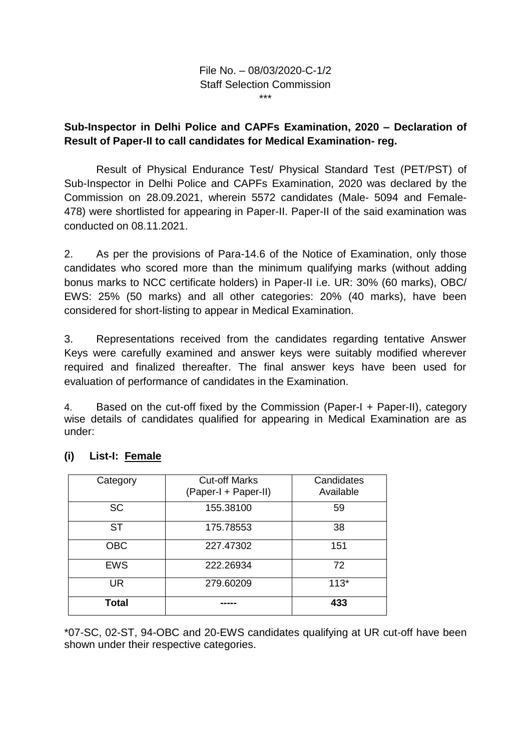File No. – 08/03/2020-C-1/2
Staff Selection Commission
\*\*\*

**Sub-Inspector in Delhi Police and CAPFs Examination, 2020 – Declaration of Result of Paper-II to call candidates for Medical Examination- reg.**

Result of Physical Endurance Test/ Physical Standard Test (PET/PST) of Sub-Inspector in Delhi Police and CAPFs Examination, 2020 was declared by the Commission on 28.09.2021, wherein 5572 candidates (Male- 5094 and Female- 478) were shortlisted for appearing in Paper-II. Paper-II of the said examination was conducted on 08.11.2021.

2. As per the provisions of Para-14.6 of the Notice of Examination, only those candidates who scored more than the minimum qualifying marks (without adding bonus marks to NCC certificate holders) in Paper-II i.e. UR: 30% (60 marks), OBC/ EWS: 25% (50 marks) and all other categories: 20% (40 marks), have been considered for short-listing to appear in Medical Examination.

3. Representations received from the candidates regarding tentative Answer Keys were carefully examined and answer keys were suitably modified wherever required and finalized thereafter. The final answer keys have been used for evaluation of performance of candidates in the Examination.

4. Based on the cut-off fixed by the Commission (Paper-I + Paper-II), category wise details of candidates qualified for appearing in Medical Examination are as under:

**(i) List-I: Female**

| Category | Cut-off Marks (Paper-I + Paper-II) | Candidates Available |
|---|---|---|
| SC | 155.38100 | 59 |
| ST | 175.78553 | 38 |
| OBC | 227.47302 | 151 |
| EWS | 222.26934 | 72 |
| UR | 279.60209 | 113* |
| **Total** | **-----** | **433** |

*07-SC, 02-ST, 94-OBC and 20-EWS candidates qualifying at UR cut-off have been shown under their respective categories.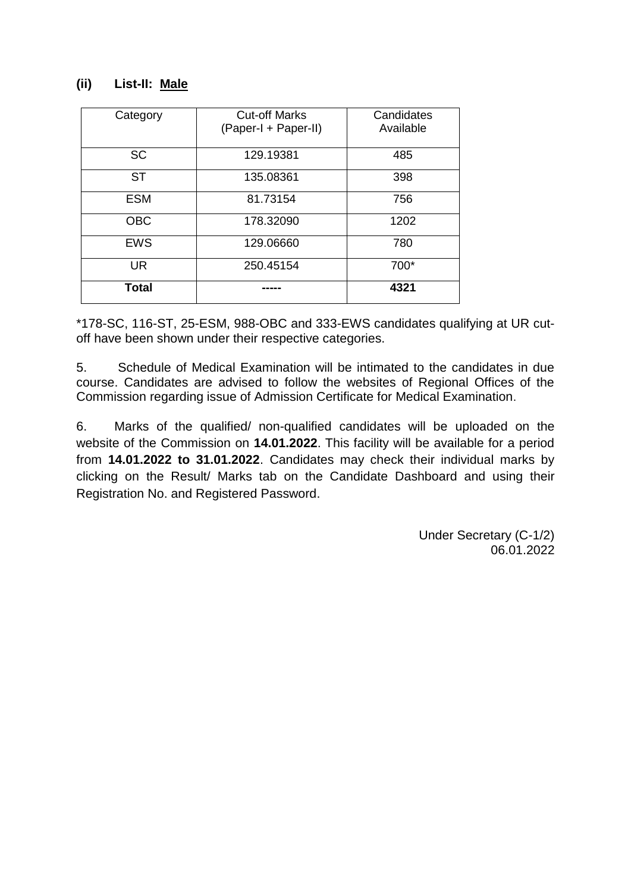**(ii) List-II: Male**

| Category | Cut-off Marks (Paper-I + Paper-II) | Candidates Available |
|---|---|---|
| SC | 129.19381 | 485 |
| ST | 135.08361 | 398 |
| ESM | 81.73154 | 756 |
| OBC | 178.32090 | 1202 |
| EWS | 129.06660 | 780 |
| UR | 250.45154 | 700* |
| **Total** | ----- | **4321** |

*178-SC, 116-ST, 25-ESM, 988-OBC and 333-EWS candidates qualifying at UR cut-off have been shown under their respective categories.

5. Schedule of Medical Examination will be intimated to the candidates in due course. Candidates are advised to follow the websites of Regional Offices of the Commission regarding issue of Admission Certificate for Medical Examination.

6. Marks of the qualified/ non-qualified candidates will be uploaded on the website of the Commission on **14.01.2022**. This facility will be available for a period from **14.01.2022 to 31.01.2022**. Candidates may check their individual marks by clicking on the Result/ Marks tab on the Candidate Dashboard and using their Registration No. and Registered Password.

Under Secretary (C-1/2)
06.01.2022